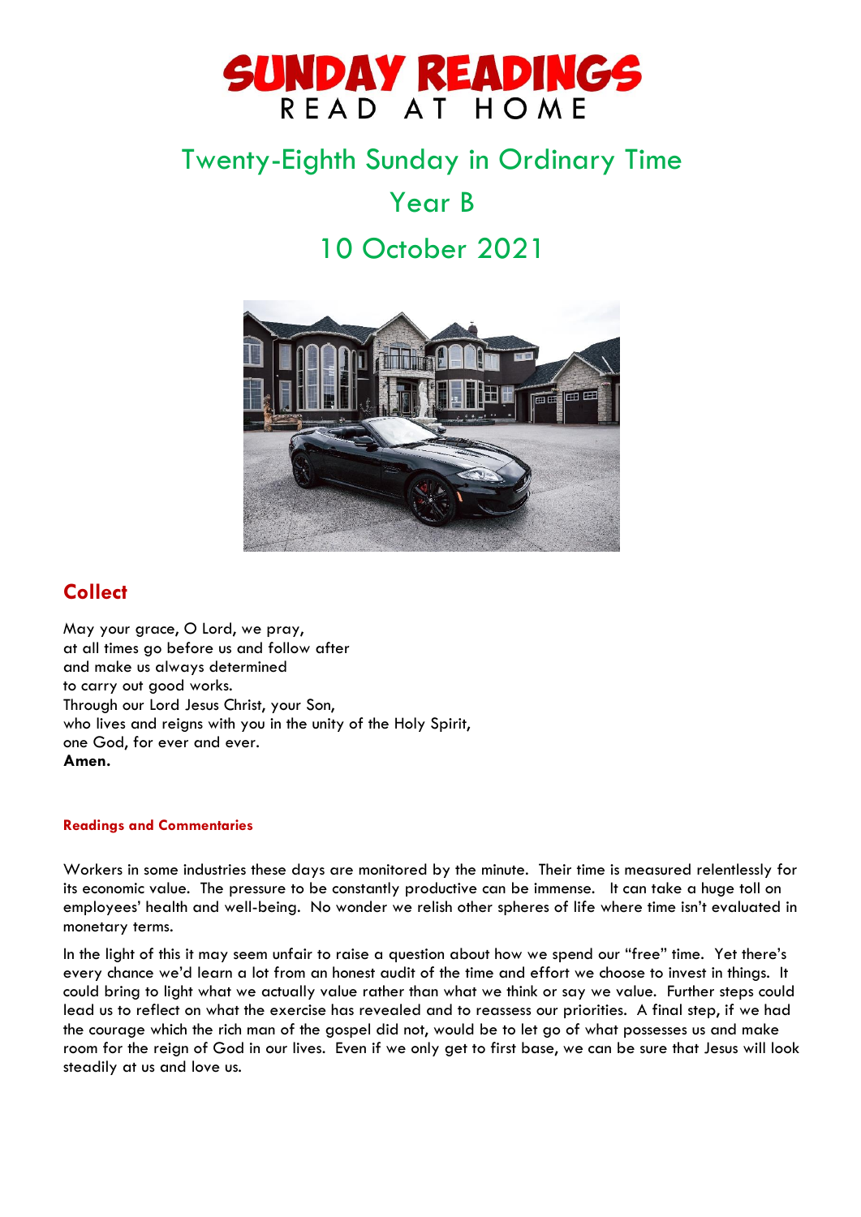# SUNDAY READINGS
READ AT HOME

## Twenty-Eighth Sunday in Ordinary Time
## Year B
## 10 October 2021

## Collect

May your grace, O Lord, we pray,
at all times go before us and follow after
and make us always determined
to carry out good works.
Through our Lord Jesus Christ, your Son,
who lives and reigns with you in the unity of the Holy Spirit,
one God, for ever and ever.
**Amen.**

#### Readings and Commentaries

Workers in some industries these days are monitored by the minute. Their time is measured relentlessly for its economic value. The pressure to be constantly productive can be immense. It can take a huge toll on employees' health and well-being. No wonder we relish other spheres of life where time isn't evaluated in monetary terms.

In the light of this it may seem unfair to raise a question about how we spend our "free" time. Yet there's every chance we'd learn a lot from an honest audit of the time and effort we choose to invest in things. It could bring to light what we actually value rather than what we think or say we value. Further steps could lead us to reflect on what the exercise has revealed and to reassess our priorities. A final step, if we had the courage which the rich man of the gospel did not, would be to let go of what possesses us and make room for the reign of God in our lives. Even if we only get to first base, we can be sure that Jesus will look steadily at us and love us.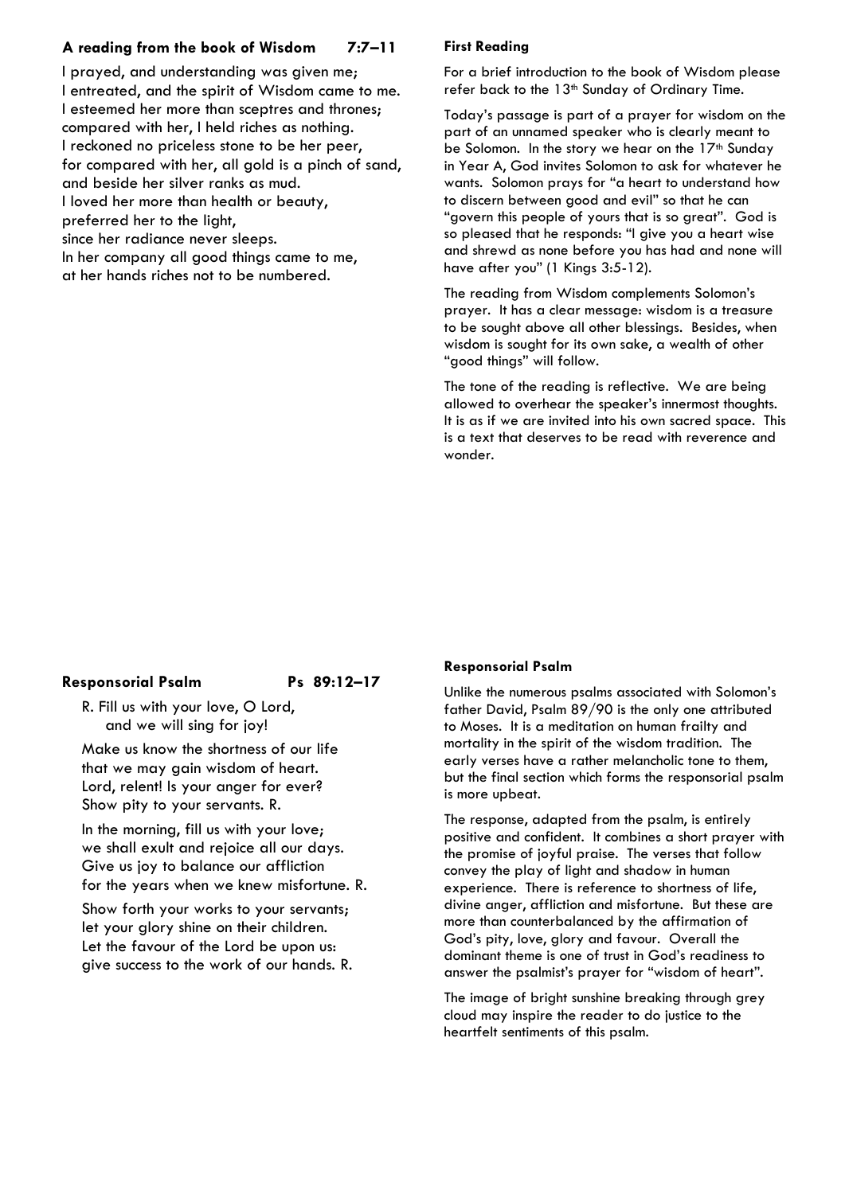## A reading from the book of Wisdom 7:7–11

I prayed, and understanding was given me;
I entreated, and the spirit of Wisdom came to me.
I esteemed her more than sceptres and thrones;
compared with her, I held riches as nothing.
I reckoned no priceless stone to be her peer,
for compared with her, all gold is a pinch of sand,
and beside her silver ranks as mud.
I loved her more than health or beauty,
preferred her to the light,
since her radiance never sleeps.
In her company all good things came to me,
at her hands riches not to be numbered.

### First Reading

For a brief introduction to the book of Wisdom please refer back to the 13th Sunday of Ordinary Time.

Today's passage is part of a prayer for wisdom on the part of an unnamed speaker who is clearly meant to be Solomon. In the story we hear on the 17th Sunday in Year A, God invites Solomon to ask for whatever he wants. Solomon prays for "a heart to understand how to discern between good and evil" so that he can "govern this people of yours that is so great". God is so pleased that he responds: "I give you a heart wise and shrewd as none before you has had and none will have after you" (1 Kings 3:5-12).

The reading from Wisdom complements Solomon's prayer. It has a clear message: wisdom is a treasure to be sought above all other blessings. Besides, when wisdom is sought for its own sake, a wealth of other "good things" will follow.

The tone of the reading is reflective. We are being allowed to overhear the speaker's innermost thoughts. It is as if we are invited into his own sacred space. This is a text that deserves to be read with reverence and wonder.

## Responsorial Psalm Ps 89:12–17

R. Fill us with your love, O Lord,
and we will sing for joy!

Make us know the shortness of our life
that we may gain wisdom of heart.
Lord, relent! Is your anger for ever?
Show pity to your servants. R.

In the morning, fill us with your love;
we shall exult and rejoice all our days.
Give us joy to balance our affliction
for the years when we knew misfortune. R.

Show forth your works to your servants;
let your glory shine on their children.
Let the favour of the Lord be upon us:
give success to the work of our hands. R.

### Responsorial Psalm

Unlike the numerous psalms associated with Solomon's father David, Psalm 89/90 is the only one attributed to Moses. It is a meditation on human frailty and mortality in the spirit of the wisdom tradition. The early verses have a rather melancholic tone to them, but the final section which forms the responsorial psalm is more upbeat.

The response, adapted from the psalm, is entirely positive and confident. It combines a short prayer with the promise of joyful praise. The verses that follow convey the play of light and shadow in human experience. There is reference to shortness of life, divine anger, affliction and misfortune. But these are more than counterbalanced by the affirmation of God's pity, love, glory and favour. Overall the dominant theme is one of trust in God's readiness to answer the psalmist's prayer for "wisdom of heart".

The image of bright sunshine breaking through grey cloud may inspire the reader to do justice to the heartfelt sentiments of this psalm.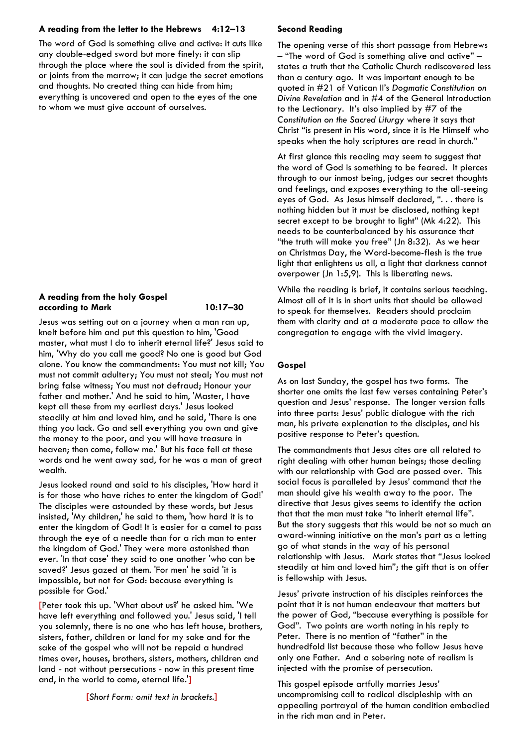**A reading from the letter to the Hebrews 4:12–13**

The word of God is something alive and active: it cuts like any double-edged sword but more finely: it can slip through the place where the soul is divided from the spirit, or joints from the marrow; it can judge the secret emotions and thoughts. No created thing can hide from him; everything is uncovered and open to the eyes of the one to whom we must give account of ourselves.

**A reading from the holy Gospel according to Mark 10:17–30**

Jesus was setting out on a journey when a man ran up, knelt before him and put this question to him, 'Good master, what must I do to inherit eternal life?' Jesus said to him, 'Why do you call me good? No one is good but God alone. You know the commandments: You must not kill; You must not commit adultery; You must not steal; You must not bring false witness; You must not defraud; Honour your father and mother.' And he said to him, 'Master, I have kept all these from my earliest days.' Jesus looked steadily at him and loved him, and he said, 'There is one thing you lack. Go and sell everything you own and give the money to the poor, and you will have treasure in heaven; then come, follow me.' But his face fell at these words and he went away sad, for he was a man of great wealth.

Jesus looked round and said to his disciples, 'How hard it is for those who have riches to enter the kingdom of God!' The disciples were astounded by these words, but Jesus insisted, 'My children,' he said to them, 'how hard it is to enter the kingdom of God! It is easier for a camel to pass through the eye of a needle than for a rich man to enter the kingdom of God.' They were more astonished than ever. 'In that case' they said to one another 'who can be saved?' Jesus gazed at them. 'For men' he said 'it is impossible, but not for God: because everything is possible for God.'

[Peter took this up. 'What about us?' he asked him. 'We have left everything and followed you.' Jesus said, 'I tell you solemnly, there is no one who has left house, brothers, sisters, father, children or land for my sake and for the sake of the gospel who will not be repaid a hundred times over, houses, brothers, sisters, mothers, children and land - not without persecutions - now in this present time and, in the world to come, eternal life.']

[*Short Form: omit text in brackets.*]

**Second Reading**

The opening verse of this short passage from Hebrews – "The word of God is something alive and active" – states a truth that the Catholic Church rediscovered less than a century ago. It was important enough to be quoted in #21 of Vatican II's *Dogmatic Constitution on Divine Revelation* and in #4 of the General Introduction to the Lectionary. It's also implied by #7 of the *Constitution on the Sacred Liturgy* where it says that Christ "is present in His word, since it is He Himself who speaks when the holy scriptures are read in church."

At first glance this reading may seem to suggest that the word of God is something to be feared. It pierces through to our inmost being, judges our secret thoughts and feelings, and exposes everything to the all-seeing eyes of God. As Jesus himself declared, ". . . there is nothing hidden but it must be disclosed, nothing kept secret except to be brought to light" (Mk 4:22). This needs to be counterbalanced by his assurance that "the truth will make you free" (Jn 8:32). As we hear on Christmas Day, the Word-become-flesh is the true light that enlightens us all, a light that darkness cannot overpower (Jn 1:5,9). This is liberating news.

While the reading is brief, it contains serious teaching. Almost all of it is in short units that should be allowed to speak for themselves. Readers should proclaim them with clarity and at a moderate pace to allow the congregation to engage with the vivid imagery.

**Gospel**

As on last Sunday, the gospel has two forms. The shorter one omits the last few verses containing Peter's question and Jesus' response. The longer version falls into three parts: Jesus' public dialogue with the rich man, his private explanation to the disciples, and his positive response to Peter's question.

The commandments that Jesus cites are all related to right dealing with other human beings; those dealing with our relationship with God are passed over. This social focus is paralleled by Jesus' command that the man should give his wealth away to the poor. The directive that Jesus gives seems to identify the action that that the man must take "to inherit eternal life". But the story suggests that this would be not so much an award-winning initiative on the man's part as a letting go of what stands in the way of his personal relationship with Jesus. Mark states that "Jesus looked steadily at him and loved him"; the gift that is on offer is fellowship with Jesus.

Jesus' private instruction of his disciples reinforces the point that it is not human endeavour that matters but the power of God, "because everything is possible for God". Two points are worth noting in his reply to Peter. There is no mention of "father" in the hundredfold list because those who follow Jesus have only one Father. And a sobering note of realism is injected with the promise of persecution.

This gospel episode artfully marries Jesus' uncompromising call to radical discipleship with an appealing portrayal of the human condition embodied in the rich man and in Peter.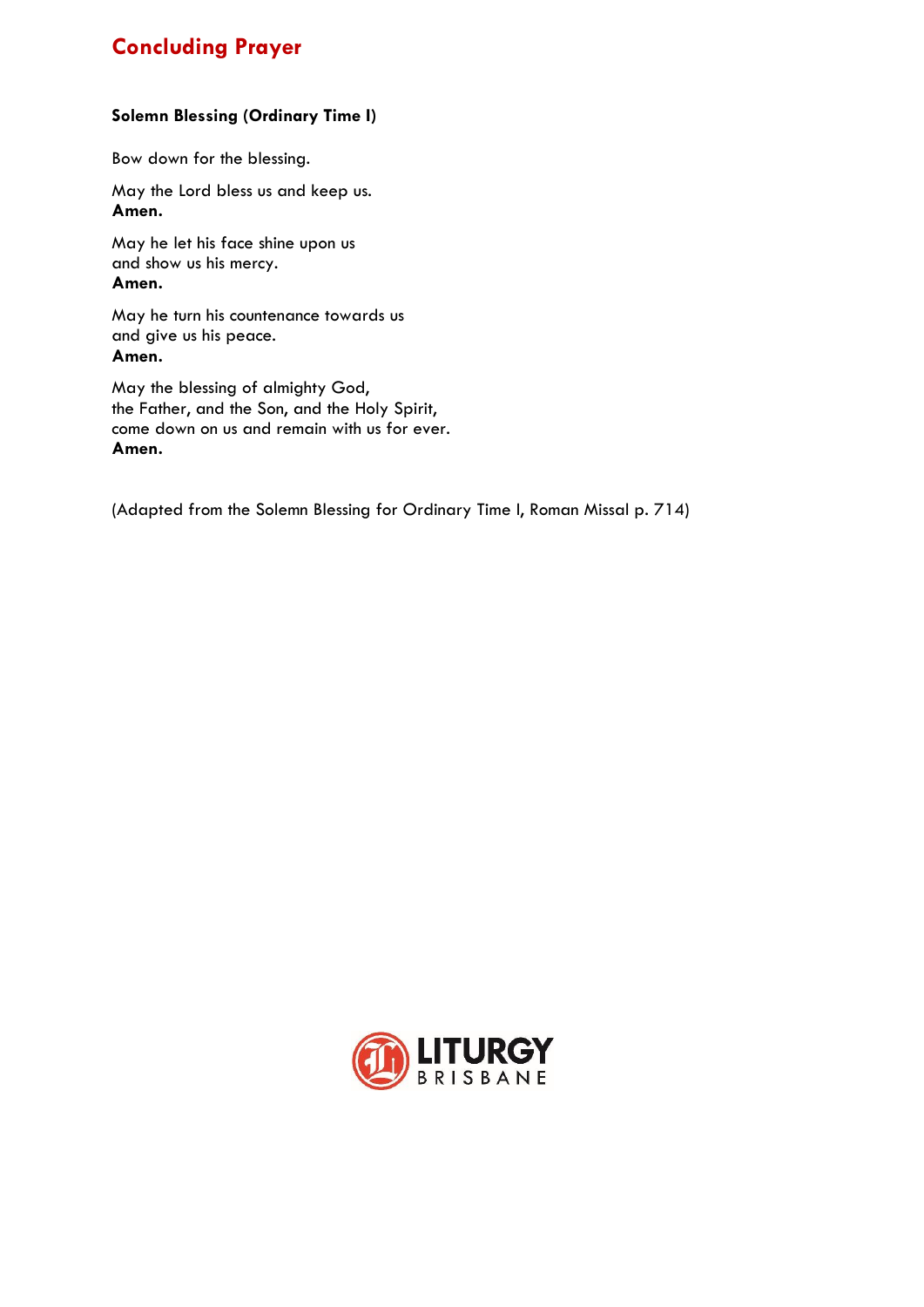# Concluding Prayer

**Solemn Blessing (Ordinary Time I)**

Bow down for the blessing.

May the Lord bless us and keep us.
**Amen.**

May he let his face shine upon us
and show us his mercy.
**Amen.**

May he turn his countenance towards us
and give us his peace.
**Amen.**

May the blessing of almighty God,
the Father, and the Son, and the Holy Spirit,
come down on us and remain with us for ever.
**Amen.**

(Adapted from the Solemn Blessing for Ordinary Time I, Roman Missal p. 714)

LITURGY BRISBANE